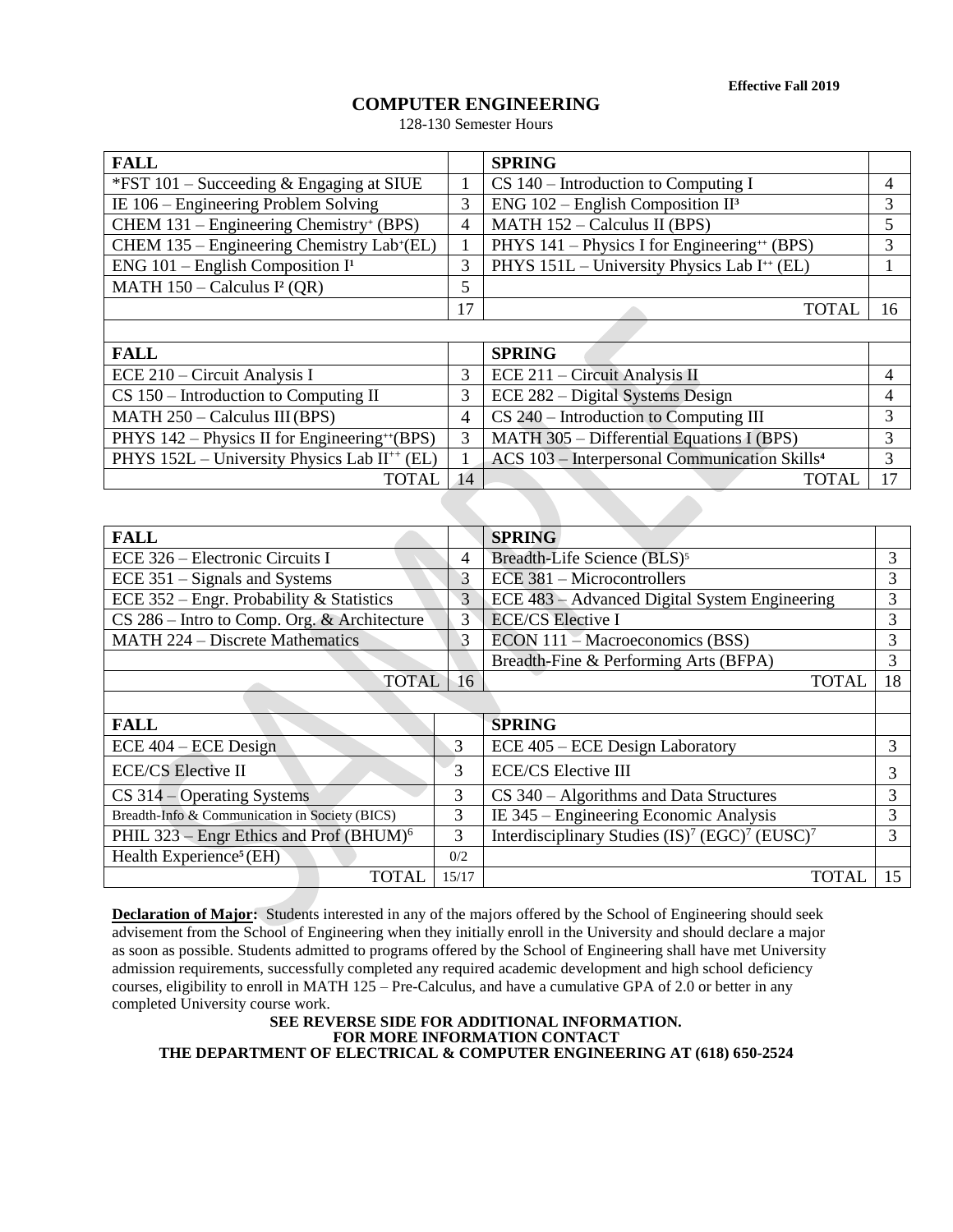**Effective Fall 2019**

# COMPUTER ENGINEERING

128-130 Semester Hours

| FALL | | SPRING | |
|---|---|---|---|
| *FST 101 – Succeeding & Engaging at SIUE | 1 | CS 140 – Introduction to Computing I | 4 |
| IE 106 – Engineering Problem Solving | 3 | ENG 102 – English Composition II[3] | 3 |
| CHEM 131 – Engineering Chemistry[+] (BPS) | 4 | MATH 152 – Calculus II (BPS) | 5 |
| CHEM 135 – Engineering Chemistry Lab[+](EL) | 1 | PHYS 141 – Physics I for Engineering[++] (BPS) | 3 |
| ENG 101 – English Composition I[1] | 3 | PHYS 151L – University Physics Lab I[++] (EL) | 1 |
| MATH 150 – Calculus I[2] (QR) | 5 | | |
| | 17 | TOTAL | 16 |

| FALL | | SPRING | |
|---|---|---|---|
| ECE 210 – Circuit Analysis I | 3 | ECE 211 – Circuit Analysis II | 4 |
| CS 150 – Introduction to Computing II | 3 | ECE 282 – Digital Systems Design | 4 |
| MATH 250 – Calculus III (BPS) | 4 | CS 240 – Introduction to Computing III | 3 |
| PHYS 142 – Physics II for Engineering[++](BPS) | 3 | MATH 305 – Differential Equations I (BPS) | 3 |
| PHYS 152L – University Physics Lab II[++] (EL) | 1 | ACS 103 – Interpersonal Communication Skills[4] | 3 |
| TOTAL | 14 | TOTAL | 17 |

| FALL | | SPRING | |
|---|---|---|---|
| ECE 326 – Electronic Circuits I | 4 | Breadth-Life Science (BLS)[5] | 3 |
| ECE 351 – Signals and Systems | 3 | ECE 381 – Microcontrollers | 3 |
| ECE 352 – Engr. Probability & Statistics | 3 | ECE 483 – Advanced Digital System Engineering | 3 |
| CS 286 – Intro to Comp. Org. & Architecture | 3 | ECE/CS Elective I | 3 |
| MATH 224 – Discrete Mathematics | 3 | ECON 111 – Macroeconomics (BSS) | 3 |
| | | Breadth-Fine & Performing Arts (BFPA) | 3 |
| TOTAL | 16 | TOTAL | 18 |

| FALL | | SPRING | |
|---|---|---|---|
| ECE 404 – ECE Design | 3 | ECE 405 – ECE Design Laboratory | 3 |
| ECE/CS Elective II | 3 | ECE/CS Elective III | 3 |
| CS 314 – Operating Systems | 3 | CS 340 – Algorithms and Data Structures | 3 |
| Breadth-Info & Communication in Society (BICS) | 3 | IE 345 – Engineering Economic Analysis | 3 |
| PHIL 323 – Engr Ethics and Prof (BHUM)[6] | 3 | Interdisciplinary Studies (IS)[7] (EGC)[7] (EUSC)[7] | 3 |
| Health Experience[5] (EH) | 0/2 | | |
| TOTAL | 15/17 | TOTAL | 15 |

**Declaration of Major:** Students interested in any of the majors offered by the School of Engineering should seek advisement from the School of Engineering when they initially enroll in the University and should declare a major as soon as possible. Students admitted to programs offered by the School of Engineering shall have met University admission requirements, successfully completed any required academic development and high school deficiency courses, eligibility to enroll in MATH 125 – Pre-Calculus, and have a cumulative GPA of 2.0 or better in any completed University course work.

**SEE REVERSE SIDE FOR ADDITIONAL INFORMATION.**
**FOR MORE INFORMATION CONTACT**
**THE DEPARTMENT OF ELECTRICAL & COMPUTER ENGINEERING AT (618) 650-2524**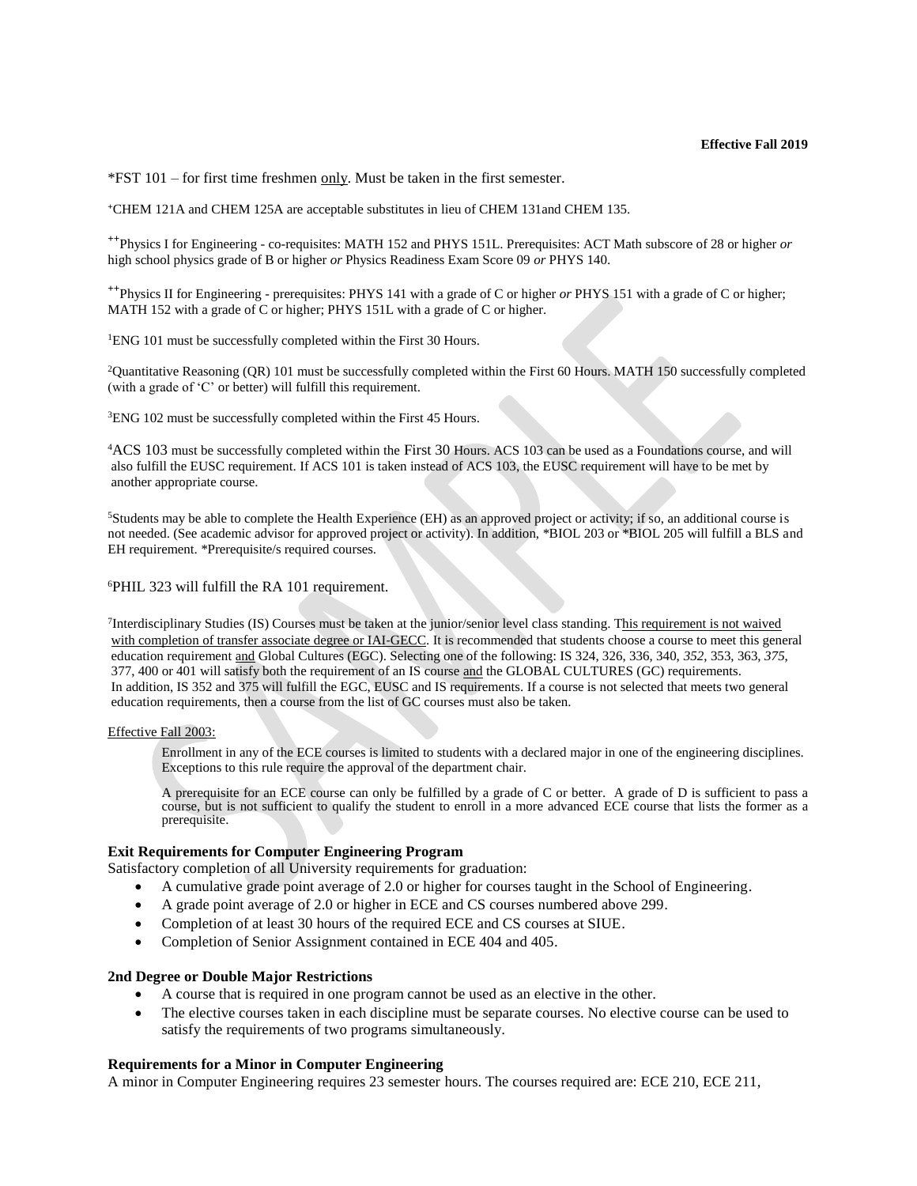**Effective Fall 2019**

*FST 101 – for first time freshmen only. Must be taken in the first semester.

+CHEM 121A and CHEM 125A are acceptable substitutes in lieu of CHEM 131and CHEM 135.

++Physics I for Engineering - co-requisites: MATH 152 and PHYS 151L. Prerequisites: ACT Math subscore of 28 or higher *or* high school physics grade of B or higher *or* Physics Readiness Exam Score 09 *or* PHYS 140.

++Physics II for Engineering - prerequisites: PHYS 141 with a grade of C or higher *or* PHYS 151 with a grade of C or higher; MATH 152 with a grade of C or higher; PHYS 151L with a grade of C or higher.

[1]ENG 101 must be successfully completed within the First 30 Hours.

[2]Quantitative Reasoning (QR) 101 must be successfully completed within the First 60 Hours. MATH 150 successfully completed (with a grade of 'C' or better) will fulfill this requirement.

[3]ENG 102 must be successfully completed within the First 45 Hours.

[4]ACS 103 must be successfully completed within the First 30 Hours. ACS 103 can be used as a Foundations course, and will also fulfill the EUSC requirement. If ACS 101 is taken instead of ACS 103, the EUSC requirement will have to be met by another appropriate course.

[5]Students may be able to complete the Health Experience (EH) as an approved project or activity; if so, an additional course is not needed. (See academic advisor for approved project or activity). In addition, *BIOL 203 or *BIOL 205 will fulfill a BLS and EH requirement. *Prerequisite/s required courses.

[6]PHIL 323 will fulfill the RA 101 requirement.

[7]Interdisciplinary Studies (IS) Courses must be taken at the junior/senior level class standing. This requirement is not waived with completion of transfer associate degree or IAI-GECC. It is recommended that students choose a course to meet this general education requirement and Global Cultures (EGC). Selecting one of the following: IS 324, 326, 336, 340, *352*, 353, 363, *375*, 377, 400 or 401 will satisfy both the requirement of an IS course and the GLOBAL CULTURES (GC) requirements. In addition, IS 352 and 375 will fulfill the EGC, EUSC and IS requirements. If a course is not selected that meets two general education requirements, then a course from the list of GC courses must also be taken.

Effective Fall 2003:

Enrollment in any of the ECE courses is limited to students with a declared major in one of the engineering disciplines. Exceptions to this rule require the approval of the department chair.

A prerequisite for an ECE course can only be fulfilled by a grade of C or better. A grade of D is sufficient to pass a course, but is not sufficient to qualify the student to enroll in a more advanced ECE course that lists the former as a prerequisite.

### Exit Requirements for Computer Engineering Program

Satisfactory completion of all University requirements for graduation:

- A cumulative grade point average of 2.0 or higher for courses taught in the School of Engineering.
- A grade point average of 2.0 or higher in ECE and CS courses numbered above 299.
- Completion of at least 30 hours of the required ECE and CS courses at SIUE.
- Completion of Senior Assignment contained in ECE 404 and 405.

### 2nd Degree or Double Major Restrictions

- A course that is required in one program cannot be used as an elective in the other.
- The elective courses taken in each discipline must be separate courses. No elective course can be used to satisfy the requirements of two programs simultaneously.

### Requirements for a Minor in Computer Engineering

A minor in Computer Engineering requires 23 semester hours. The courses required are: ECE 210, ECE 211,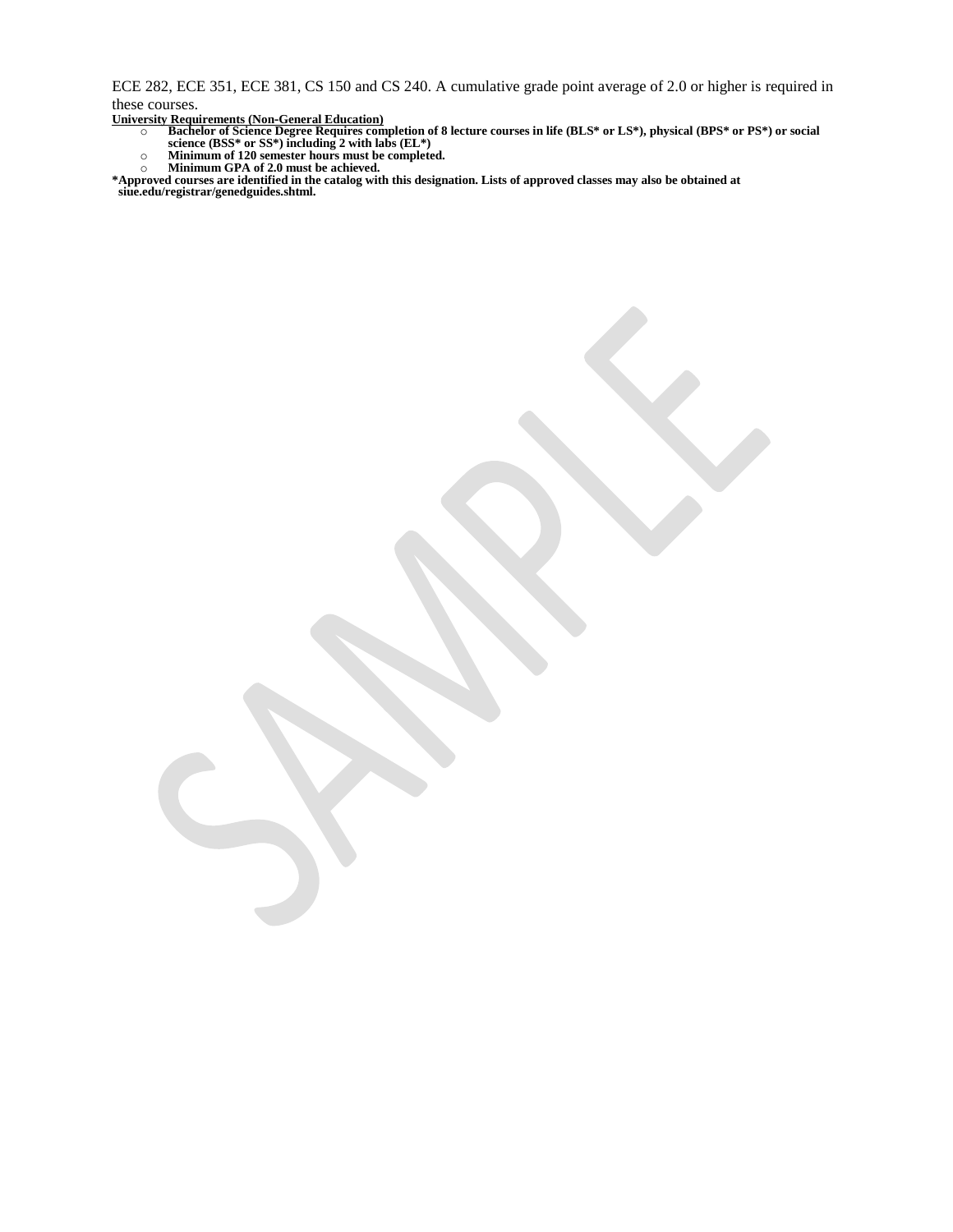ECE 282, ECE 351, ECE 381, CS 150 and CS 240. A cumulative grade point average of 2.0 or higher is required in these courses.

**University Requirements (Non-General Education)**

- **Bachelor of Science Degree Requires completion of 8 lecture courses in life (BLS* or LS*), physical (BPS* or PS*) or social science (BSS* or SS*) including 2 with labs (EL*)**
- **Minimum of 120 semester hours must be completed.**
- **Minimum GPA of 2.0 must be achieved.**

**\*Approved courses are identified in the catalog with this designation. Lists of approved classes may also be obtained at siue.edu/registrar/genedguides.shtml.**